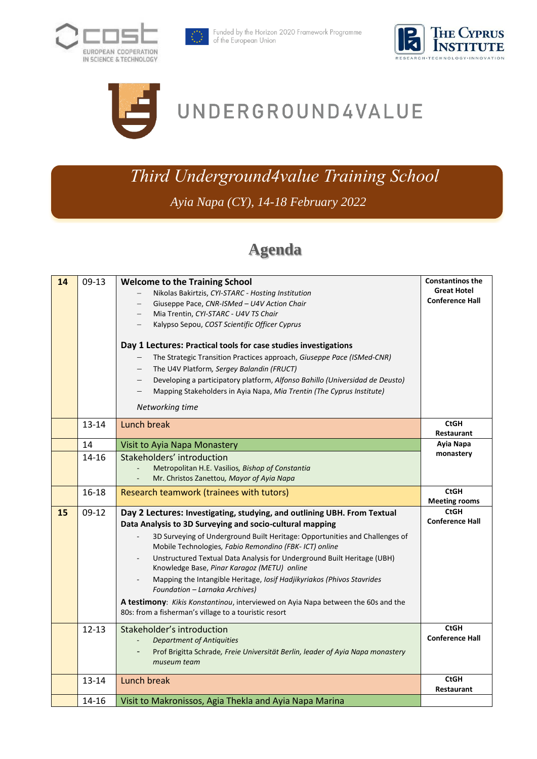UNDERGROUND4VALUE

# Third Underground4value Training School

*Ayia Napa (CY), 14-18 February 2022*

## Agenda

| Day | Time | Activity | Location |
|---|---|---|---|
| **14** | 09-13 | **Welcome to the Training School**<br>– Nikolas Bakirtzis, *CYI-STARC - Hosting Institution*<br>– Giuseppe Pace, *CNR-ISMed – U4V Action Chair*<br>– Mia Trentin, *CYI-STARC - U4V TS Chair*<br>– Kalypso Sepou, *COST Scientific Officer Cyprus*<br><br>**Day 1 Lectures: Practical tools for case studies investigations**<br>– The Strategic Transition Practices approach, *Giuseppe Pace (ISMed-CNR)*<br>– The U4V Platform, *Sergey Balandin (FRUCT)*<br>– Developing a participatory platform, *Alfonso Bahillo (Universidad de Deusto)*<br>– Mapping Stakeholders in Ayia Napa, *Mia Trentin (The Cyprus Institute)*<br><br>*Networking time* | **Constantinos the Great Hotel Conference Hall** |
| | 13-14 | Lunch break | **CtGH Restaurant** |
| | 14 | Visit to Ayia Napa Monastery | **Ayia Napa monastery** |
| | 14-16 | Stakeholders' introduction<br>- Metropolitan H.E. Vasilios, *Bishop of Constantia*<br>- Mr. Christos Zanettou, *Mayor of Ayia Napa* | |
| | 16-18 | Research teamwork (trainees with tutors) | **CtGH Meeting rooms** |
| **15** | 09-12 | **Day 2 Lectures: Investigating, studying, and outlining UBH. From Textual Data Analysis to 3D Surveying and socio-cultural mapping**<br>- 3D Surveying of Underground Built Heritage: Opportunities and Challenges of Mobile Technologies, *Fabio Remondino (FBK- ICT) online*<br>- Unstructured Textual Data Analysis for Underground Built Heritage (UBH) Knowledge Base, *Pinar Karagoz (METU) online*<br>- Mapping the Intangible Heritage, *Iosif Hadjikyriakos (Phivos Stavrides Foundation – Larnaka Archives)*<br><br>**A testimony**: *Kikis Konstantinou*, interviewed on Ayia Napa between the 60s and the 80s: from a fisherman's village to a touristic resort | **CtGH Conference Hall** |
| | 12-13 | Stakeholder's introduction<br>- *Department of Antiquities*<br>- Prof Brigitta Schrade, *Freie Universität Berlin, leader of Ayia Napa monastery museum team* | **CtGH Conference Hall** |
| | 13-14 | Lunch break | **CtGH Restaurant** |
| | 14-16 | Visit to Makronissos, Agia Thekla and Ayia Napa Marina | |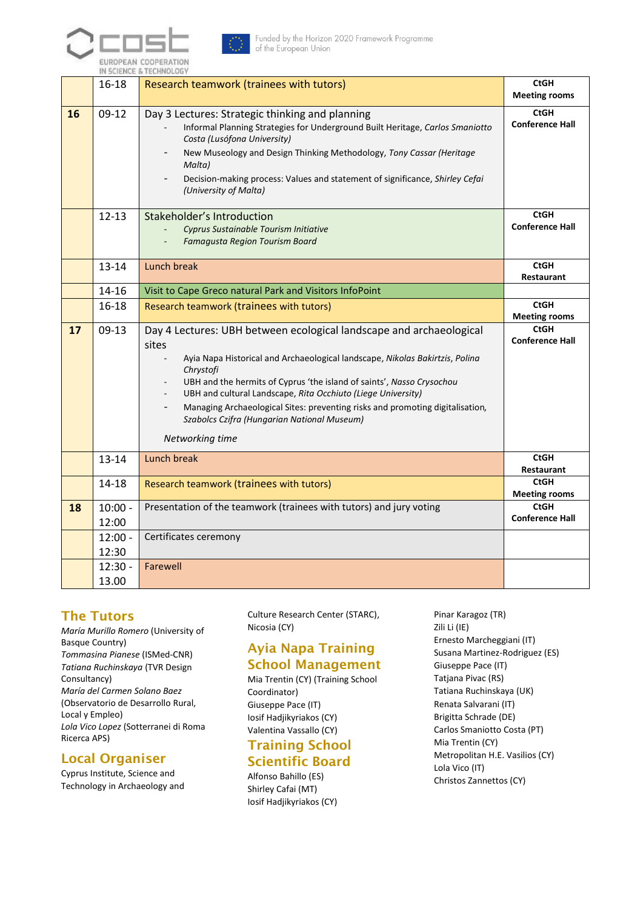| | | | |
|---|---|---|---|
| | 16-18 | Research teamwork (trainees with tutors) | **CtGH Meeting rooms** |
| **16** | 09-12 | Day 3 Lectures: Strategic thinking and planning<br>- Informal Planning Strategies for Underground Built Heritage, *Carlos Smaniotto Costa (Lusófona University)*<br>- New Museology and Design Thinking Methodology, *Tony Cassar (Heritage Malta)*<br>- Decision-making process: Values and statement of significance, *Shirley Cefai (University of Malta)* | **CtGH Conference Hall** |
| | 12-13 | Stakeholder's Introduction<br>- *Cyprus Sustainable Tourism Initiative*<br>- *Famagusta Region Tourism Board* | **CtGH Conference Hall** |
| | 13-14 | Lunch break | **CtGH Restaurant** |
| | 14-16 | Visit to Cape Greco natural Park and Visitors InfoPoint | |
| | 16-18 | Research teamwork (trainees with tutors) | **CtGH Meeting rooms** |
| **17** | 09-13 | Day 4 Lectures: UBH between ecological landscape and archaeological sites<br>- Ayia Napa Historical and Archaeological landscape, *Nikolas Bakirtzis*, *Polina Chrystofi*<br>- UBH and the hermits of Cyprus 'the island of saints', *Nasso Crysochou*<br>- UBH and cultural Landscape, *Rita Occhiuto (Liege University)*<br>- Managing Archaeological Sites: preventing risks and promoting digitalisation, *Szabolcs Czifra (Hungarian National Museum)*<br>*Networking time* | **CtGH Conference Hall** |
| | 13-14 | Lunch break | **CtGH Restaurant** |
| | 14-18 | Research teamwork (trainees with tutors) | **CtGH Meeting rooms** |
| **18** | 10:00 - 12:00 | Presentation of the teamwork (trainees with tutors) and jury voting | **CtGH Conference Hall** |
| | 12:00 - 12:30 | Certificates ceremony | |
| | 12:30 - 13.00 | Farewell | |

## The Tutors

*María Murillo Romero* (University of Basque Country)
*Tommasina Pianese* (ISMed-CNR)
*Tatiana Ruchinskaya* (TVR Design Consultancy)
*María del Carmen Solano Baez* (Observatorio de Desarrollo Rural, Local y Empleo)
*Lola Vico Lopez* (Sotterranei di Roma Ricerca APS)

## Local Organiser

Cyprus Institute, Science and Technology in Archaeology and Culture Research Center (STARC), Nicosia (CY)

## Ayia Napa Training School Management

Mia Trentin (CY) (Training School Coordinator)
Giuseppe Pace (IT)
Iosif Hadjikyriakos (CY)
Valentina Vassallo (CY)

## Training School Scientific Board

Alfonso Bahillo (ES)
Shirley Cafai (MT)
Iosif Hadjikyriakos (CY)
Pinar Karagoz (TR)
Zili Li (IE)
Ernesto Marcheggiani (IT)
Susana Martinez-Rodriguez (ES)
Giuseppe Pace (IT)
Tatjana Pivac (RS)
Tatiana Ruchinskaya (UK)
Renata Salvarani (IT)
Brigitta Schrade (DE)
Carlos Smaniotto Costa (PT)
Mia Trentin (CY)
Metropolitan H.E. Vasilios (CY)
Lola Vico (IT)
Christos Zannettos (CY)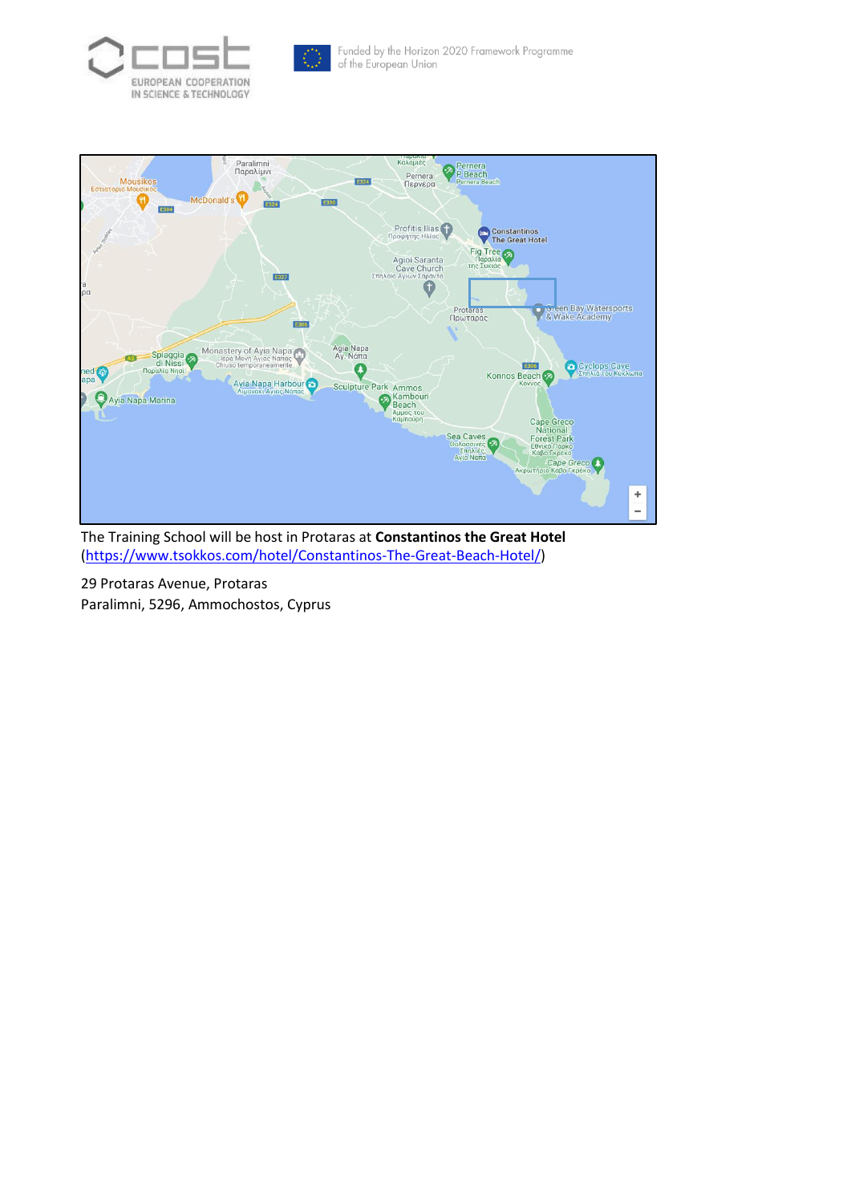The Training School will be host in Protaras at **Constantinos the Great Hotel** (https://www.tsokkos.com/hotel/Constantinos-The-Great-Beach-Hotel/)

29 Protaras Avenue, Protaras
Paralimni, 5296, Ammochostos, Cyprus